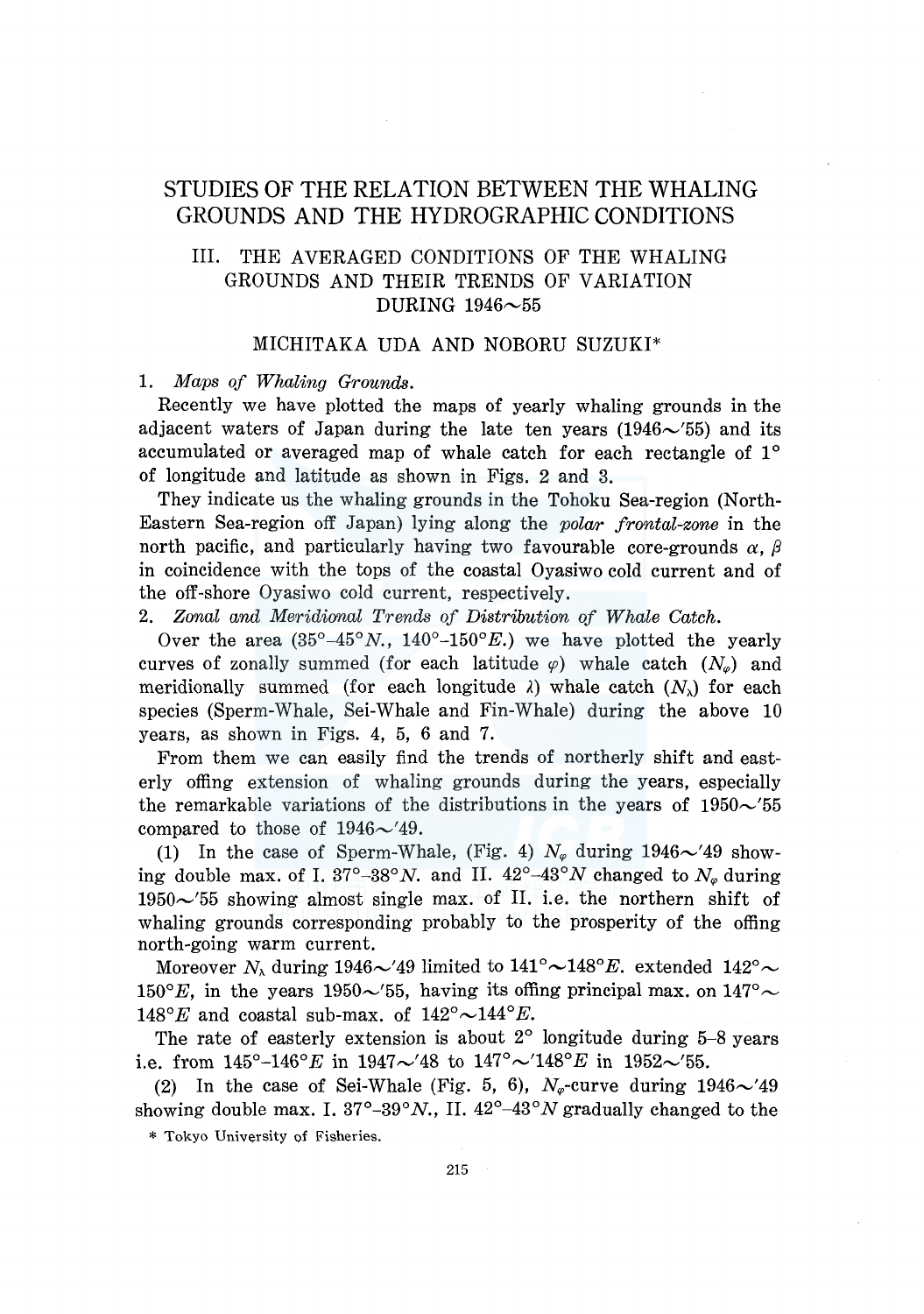# STUDIES OF THE RELATION BETWEEN THE WHALING GROUNDS AND THE HYDROGRAPHIC CONDITIONS

## III. THE AVERAGED CONDITIONS OF THE WHALING GROUNDS AND THEIR TRENDS OF VARIATION DURING 1946～55

MICHITAKA UDA AND NOBORU SUZUKI*

1. *Maps of Whaling Grounds.*

Recently we have plotted the maps of yearly whaling grounds in the adjacent waters of Japan during the late ten years (1946～'55) and its accumulated or averaged map of whale catch for each rectangle of 1° of longitude and latitude as shown in Figs. 2 and 3.

They indicate us the whaling grounds in the Tohoku Sea-region (North-Eastern Sea-region off Japan) lying along the *polar frontal-zone* in the north pacific, and particularly having two favourable core-grounds $\alpha$, $\beta$ in coincidence with the tops of the coastal Oyasiwo cold current and of the off-shore Oyasiwo cold current, respectively.

2. *Zonal and Meridional Trends of Distribution of Whale Catch.*

Over the area (35°–45°*N.*, 140°–150°*E.*) we have plotted the yearly curves of zonally summed (for each latitude $\varphi$) whale catch ($N_\varphi$) and meridionally summed (for each longitude $\lambda$) whale catch ($N_\lambda$) for each species (Sperm-Whale, Sei-Whale and Fin-Whale) during the above 10 years, as shown in Figs. 4, 5, 6 and 7.

From them we can easily find the trends of northerly shift and easterly offing extension of whaling grounds during the years, especially the remarkable variations of the distributions in the years of 1950～'55 compared to those of 1946～'49.

(1) In the case of Sperm-Whale, (Fig. 4) $N_\varphi$ during 1946～'49 showing double max. of I. 37°–38°*N.* and II. 42°–43°*N* changed to $N_\varphi$ during 1950～'55 showing almost single max. of II. i.e. the northern shift of whaling grounds corresponding probably to the prosperity of the offing north-going warm current.

Moreover $N_\lambda$ during 1946～'49 limited to 141°～148°*E.* extended 142°～150°*E*, in the years 1950～'55, having its offing principal max. on 147°～148°*E* and coastal sub-max. of 142°～144°*E.*

The rate of easterly extension is about 2° longitude during 5–8 years i.e. from 145°–146°*E* in 1947～'48 to 147°～'148°*E* in 1952～'55.

(2) In the case of Sei-Whale (Fig. 5, 6), $N_\varphi$-curve during 1946～'49 showing double max. I. 37°–39°*N.*, II. 42°–43°*N* gradually changed to the

\* Tokyo University of Fisheries.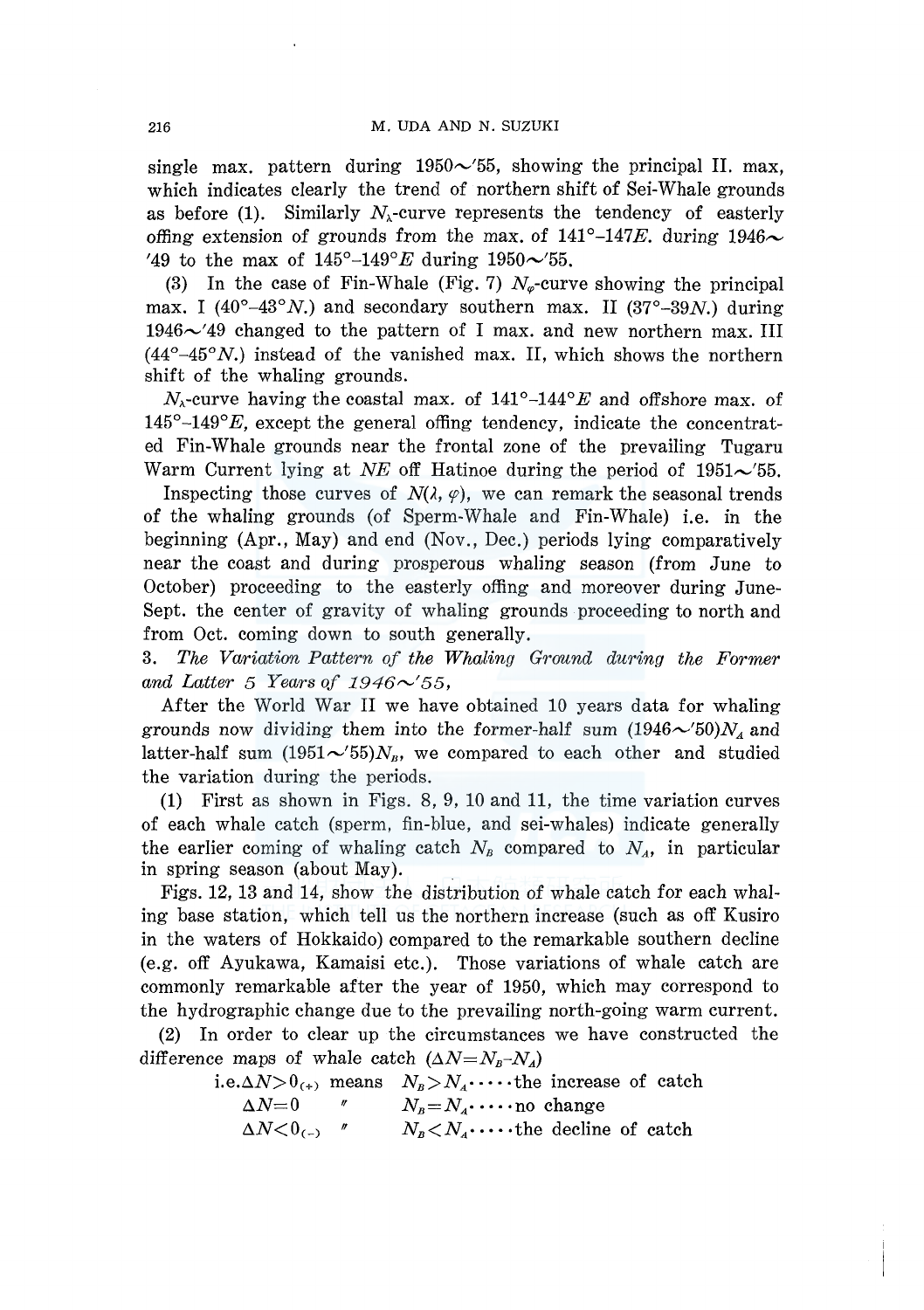single max. pattern during 1950~'55, showing the principal II. max, which indicates clearly the trend of northern shift of Sei-Whale grounds as before (1). Similarly $N_\lambda$-curve represents the tendency of easterly offing extension of grounds from the max. of 141°–147*E*. during 1946~'49 to the max of 145°–149°*E* during 1950~'55.

(3) In the case of Fin-Whale (Fig. 7) $N_\varphi$-curve showing the principal max. I (40°–43°*N*.) and secondary southern max. II (37°–39*N*.) during 1946~'49 changed to the pattern of I max. and new northern max. III (44°–45°*N*.) instead of the vanished max. II, which shows the northern shift of the whaling grounds.

$N_\lambda$-curve having the coastal max. of 141°–144°*E* and offshore max. of 145°–149°*E*, except the general offing tendency, indicate the concentrated Fin-Whale grounds near the frontal zone of the prevailing Tugaru Warm Current lying at *NE* off Hatinoe during the period of 1951~'55.

Inspecting those curves of $N(\lambda, \varphi)$, we can remark the seasonal trends of the whaling grounds (of Sperm-Whale and Fin-Whale) i.e. in the beginning (Apr., May) and end (Nov., Dec.) periods lying comparatively near the coast and during prosperous whaling season (from June to October) proceeding to the easterly offing and moreover during June-Sept. the center of gravity of whaling grounds proceeding to north and from Oct. coming down to south generally.

3. *The Variation Pattern of the Whaling Ground during the Former and Latter 5 Years of 1946~'55,*

After the World War II we have obtained 10 years data for whaling grounds now dividing them into the former-half sum (1946~'50)$N_A$ and latter-half sum (1951~'55)$N_B$, we compared to each other and studied the variation during the periods.

(1) First as shown in Figs. 8, 9, 10 and 11, the time variation curves of each whale catch (sperm, fin-blue, and sei-whales) indicate generally the earlier coming of whaling catch $N_B$ compared to $N_A$, in particular in spring season (about May).

Figs. 12, 13 and 14, show the distribution of whale catch for each whaling base station, which tell us the northern increase (such as off Kusiro in the waters of Hokkaido) compared to the remarkable southern decline (e.g. off Ayukawa, Kamaisi etc.). Those variations of whale catch are commonly remarkable after the year of 1950, which may correspond to the hydrographic change due to the prevailing north-going warm current.

(2) In order to clear up the circumstances we have constructed the difference maps of whale catch ($\Delta N = N_B - N_A$)

i.e. $\Delta N > 0_{(+)}$ means $N_B > N_A$·····the increase of catch

$\Delta N = 0$ 〃 $N_B = N_A$·····no change

$\Delta N < 0_{(-)}$ 〃 $N_B < N_A$·····the decline of catch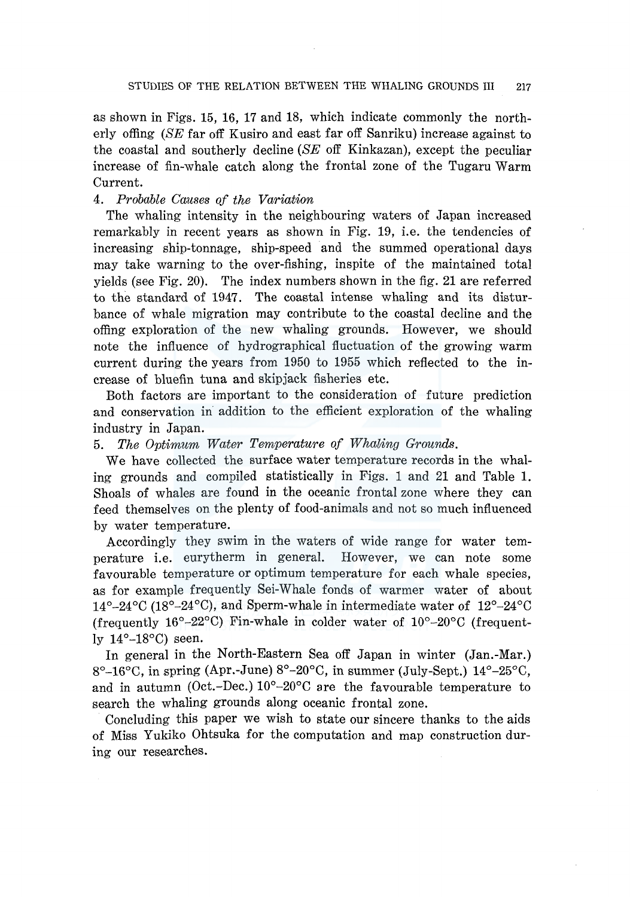as shown in Figs. 15, 16, 17 and 18, which indicate commonly the northerly offing (*SE* far off Kusiro and east far off Sanriku) increase against to the coastal and southerly decline (*SE* off Kinkazan), except the peculiar increase of fin-whale catch along the frontal zone of the Tugaru Warm Current.

4. *Probable Causes of the Variation*

The whaling intensity in the neighbouring waters of Japan increased remarkably in recent years as shown in Fig. 19, i.e. the tendencies of increasing ship-tonnage, ship-speed and the summed operational days may take warning to the over-fishing, inspite of the maintained total yields (see Fig. 20). The index numbers shown in the fig. 21 are referred to the standard of 1947. The coastal intense whaling and its disturbance of whale migration may contribute to the coastal decline and the offing exploration of the new whaling grounds. However, we should note the influence of hydrographical fluctuation of the growing warm current during the years from 1950 to 1955 which reflected to the increase of bluefin tuna and skipjack fisheries etc.

Both factors are important to the consideration of future prediction and conservation in addition to the efficient exploration of the whaling industry in Japan.

5. *The Optimum Water Temperature of Whaling Grounds.*

We have collected the surface water temperature records in the whaling grounds and compiled statistically in Figs. 1 and 21 and Table 1. Shoals of whales are found in the oceanic frontal zone where they can feed themselves on the plenty of food-animals and not so much influenced by water temperature.

Accordingly they swim in the waters of wide range for water temperature i.e. eurytherm in general. However, we can note some favourable temperature or optimum temperature for each whale species, as for example frequently Sei-Whale fonds of warmer water of about 14°–24°C (18°–24°C), and Sperm-whale in intermediate water of 12°–24°C (frequently 16°–22°C) Fin-whale in colder water of 10°–20°C (frequently 14°–18°C) seen.

In general in the North-Eastern Sea off Japan in winter (Jan.-Mar.) 8°–16°C, in spring (Apr.-June) 8°–20°C, in summer (July-Sept.) 14°–25°C, and in autumn (Oct.-Dec.) 10°–20°C are the favourable temperature to search the whaling grounds along oceanic frontal zone.

Concluding this paper we wish to state our sincere thanks to the aids of Miss Yukiko Ohtsuka for the computation and map construction during our researches.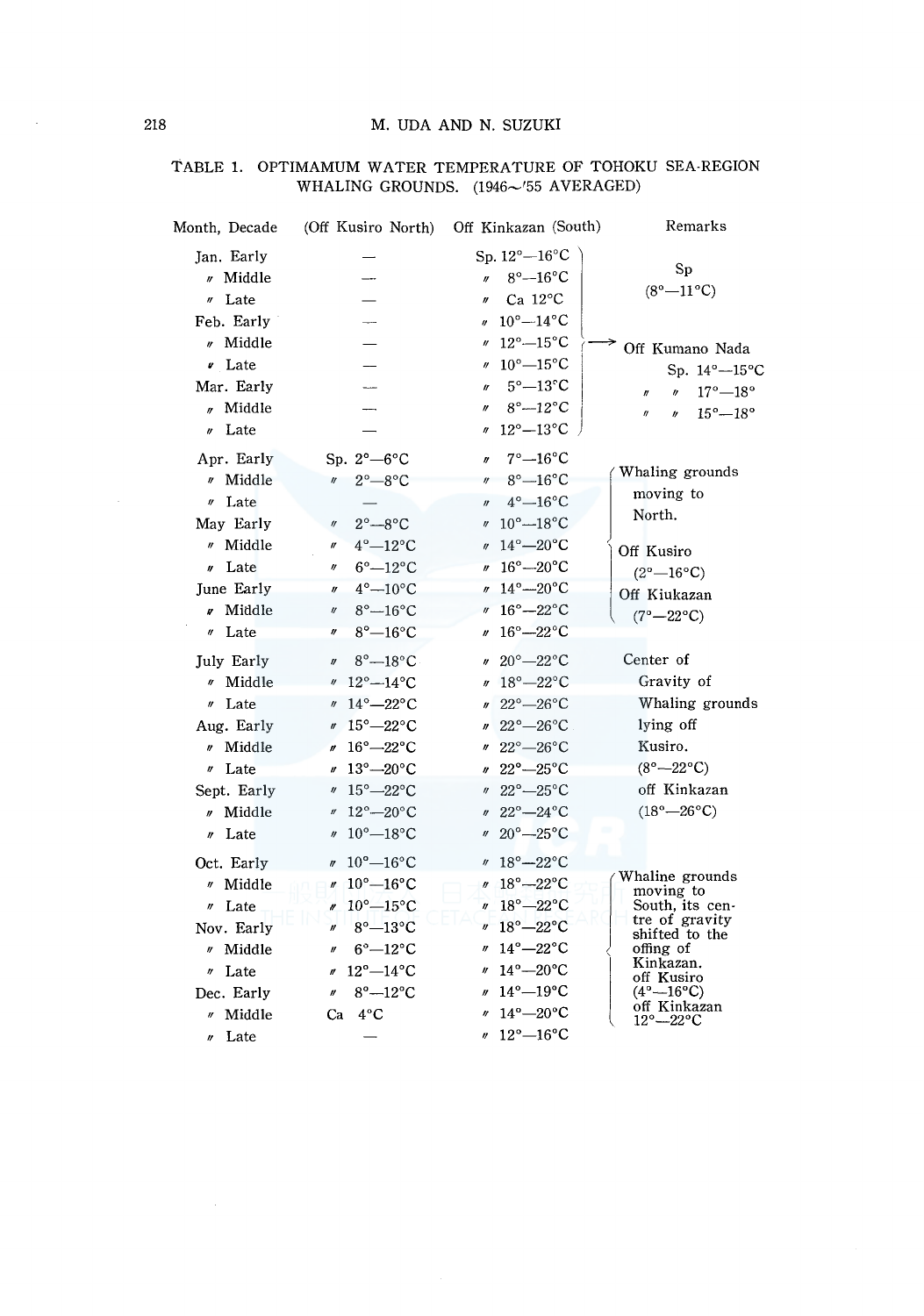TABLE 1. OPTIMAMUM WATER TEMPERATURE OF TOHOKU SEA-REGION WHALING GROUNDS. (1946~'55 AVERAGED)

| Month, Decade | (Off Kusiro North) | Off Kinkazan (South) | Remarks |
|---|---|---|---|
| Jan. Early | — | Sp. 12°—16°C | Sp (8°—11°C) |
| 〃 Middle | — | 〃 8°—16°C | |
| 〃 Late | — | 〃 Ca 12°C | |
| Feb. Early | — | 〃 10°—14°C | |
| 〃 Middle | — | 〃 12°—15°C | → Off Kumano Nada Sp. 14°—15°C |
| 〃 Late | — | 〃 10°—15°C | 〃 〃 17°—18° |
| Mar. Early | — | 〃 5°—13°C | 〃 〃 15°—18° |
| 〃 Middle | — | 〃 8°—12°C | |
| 〃 Late | — | 〃 12°—13°C | |
| Apr. Early | Sp. 2°—6°C | 〃 7°—16°C | Whaling grounds moving to North. |
| 〃 Middle | 〃 2°—8°C | 〃 8°—16°C | |
| 〃 Late | — | 〃 4°—16°C | |
| May Early | 〃 2°—8°C | 〃 10°—18°C | |
| 〃 Middle | 〃 4°—12°C | 〃 14°—20°C | Off Kusiro (2°—16°C) |
| 〃 Late | 〃 6°—12°C | 〃 16°—20°C | |
| June Early | 〃 4°—10°C | 〃 14°—20°C | Off Kiukazan (7°—22°C) |
| 〃 Middle | 〃 8°—16°C | 〃 16°—22°C | |
| 〃 Late | 〃 8°—16°C | 〃 16°—22°C | |
| July Early | 〃 8°—18°C | 〃 20°—22°C | Center of Gravity of Whaling grounds lying off Kusiro. (8°—22°C) off Kinkazan (18°—26°C) |
| 〃 Middle | 〃 12°—14°C | 〃 18°—22°C | |
| 〃 Late | 〃 14°—22°C | 〃 22°—26°C | |
| Aug. Early | 〃 15°—22°C | 〃 22°—26°C | |
| 〃 Middle | 〃 16°—22°C | 〃 22°—26°C | |
| 〃 Late | 〃 13°—20°C | 〃 22°—25°C | |
| Sept. Early | 〃 15°—22°C | 〃 22°—25°C | |
| 〃 Middle | 〃 12°—20°C | 〃 22°—24°C | |
| 〃 Late | 〃 10°—18°C | 〃 20°—25°C | |
| Oct. Early | 〃 10°—16°C | 〃 18°—22°C | Whaline grounds moving to South, its centre of gravity shifted to the offing of Kinkazan. off Kusiro (4°—16°C) off Kinkazan 12°—22°C |
| 〃 Middle | 〃 10°—16°C | 〃 18°—22°C | |
| 〃 Late | 〃 10°—15°C | 〃 18°—22°C | |
| Nov. Early | 〃 8°—13°C | 〃 18°—22°C | |
| 〃 Middle | 〃 6°—12°C | 〃 14°—22°C | |
| 〃 Late | 〃 12°—14°C | 〃 14°—20°C | |
| Dec. Early | 〃 8°—12°C | 〃 14°—19°C | |
| 〃 Middle | Ca 4°C | 〃 14°—20°C | |
| 〃 Late | — | 〃 12°—16°C | |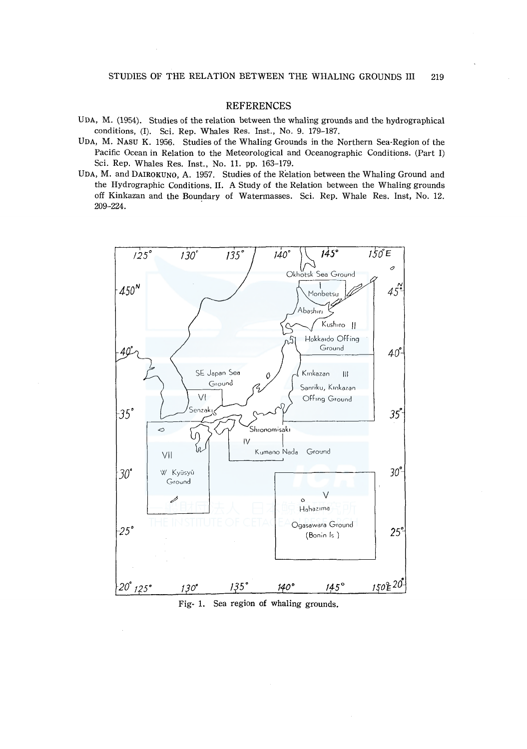## REFERENCES

UDA, M. (1954). Studies of the relation between the whaling grounds and the hydrographical conditions, (I). Sci. Rep. Whales Res. Inst., No. 9. 179–187.

UDA, M. NASU K. 1956. Studies of the Whaling Grounds in the Northern Sea-Region of the Pacific Ocean in Relation to the Meteorological and Oceanographic Conditions. (Part I) Sci. Rep. Whales Res. Inst., No. 11. pp. 163–179.

UDA, M. and DAIROKUNO, A. 1957. Studies of the Relation between the Whaling Ground and the Hydrographic Conditions. II. A Study of the Relation between the Whaling grounds off Kinkazan and the Boundary of Watermasses. Sci. Rep. Whale Res. Inst, No. 12. 209–224.

Fig. 1. Sea region of whaling grounds.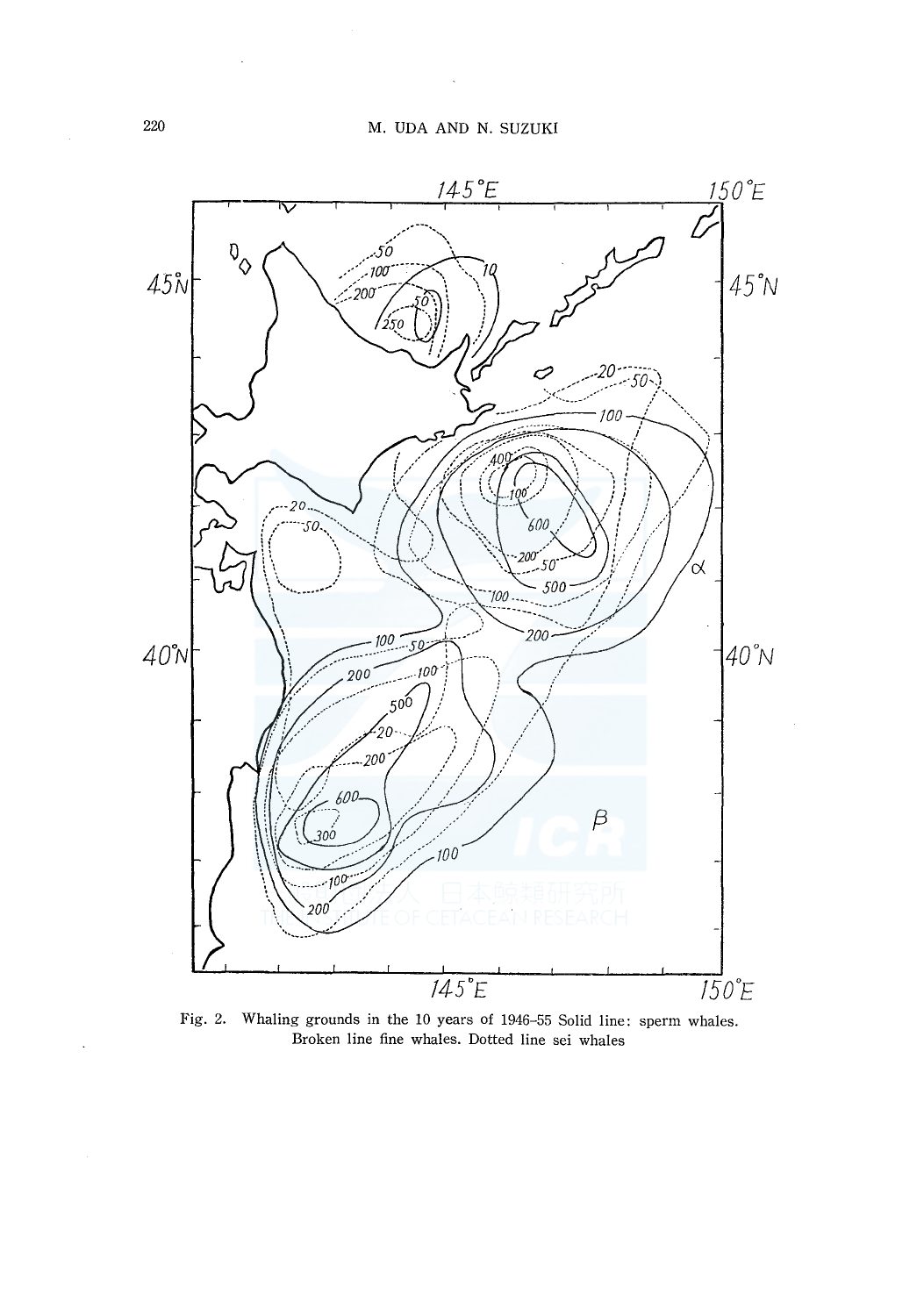Fig. 2. Whaling grounds in the 10 years of 1946–55 Solid line: sperm whales. Broken line fine whales. Dotted line sei whales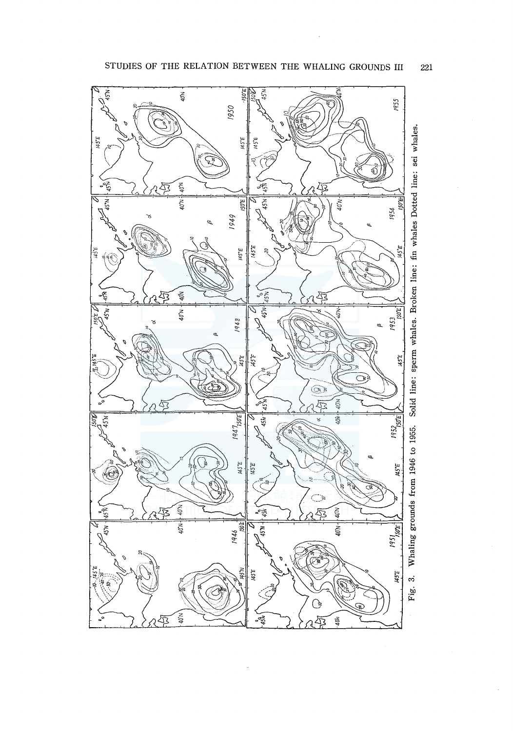Fig. 3. Whaling grounds from 1946 to 1955. Solid line: sperm whales. Broken line: fin whales Dotted line: sei whales.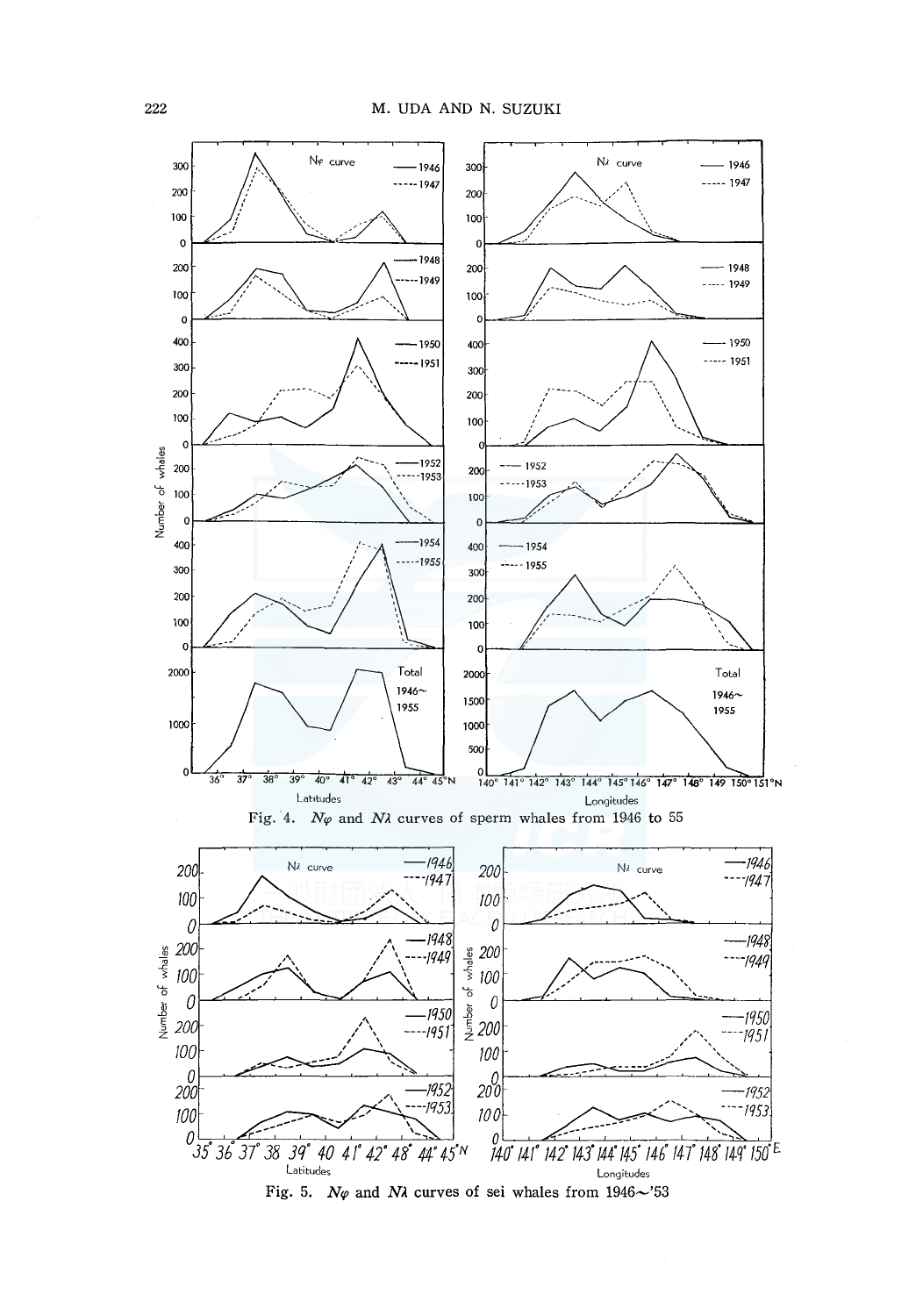Fig. 4. $N\varphi$ and $N\lambda$ curves of sperm whales from 1946 to 55

Fig. 5. $N\varphi$ and $N\lambda$ curves of sei whales from 1946～'53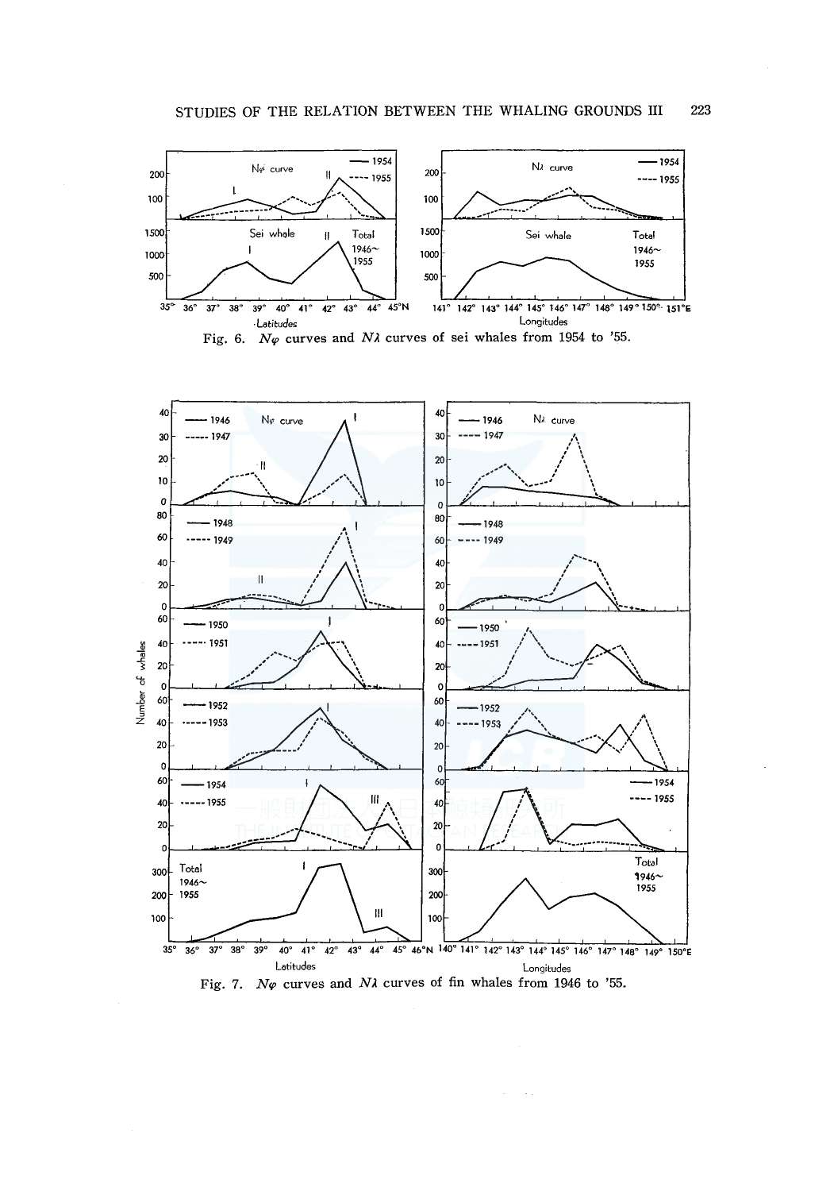Fig. 6. $N\varphi$ curves and $N\lambda$ curves of sei whales from 1954 to '55.

Fig. 7. $N\varphi$ curves and $N\lambda$ curves of fin whales from 1946 to '55.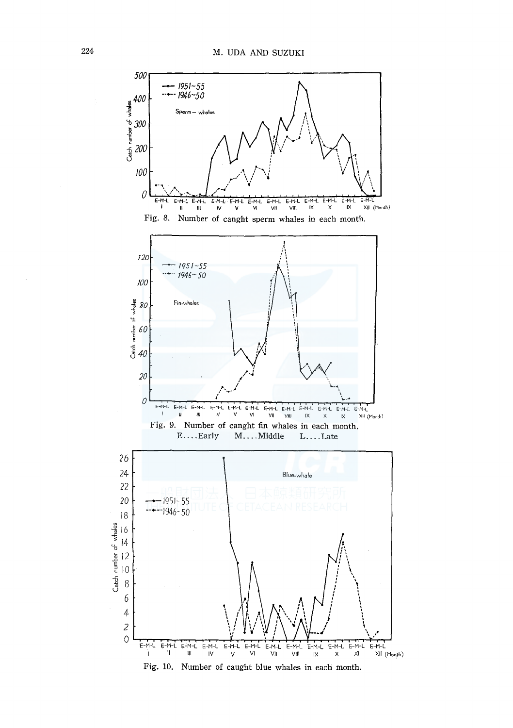Fig. 8. Number of canght sperm whales in each month.

Fig. 9. Number of canght fin whales in each month.
E....Early M....Middle L....Late

Fig. 10. Number of caught blue whales in each month.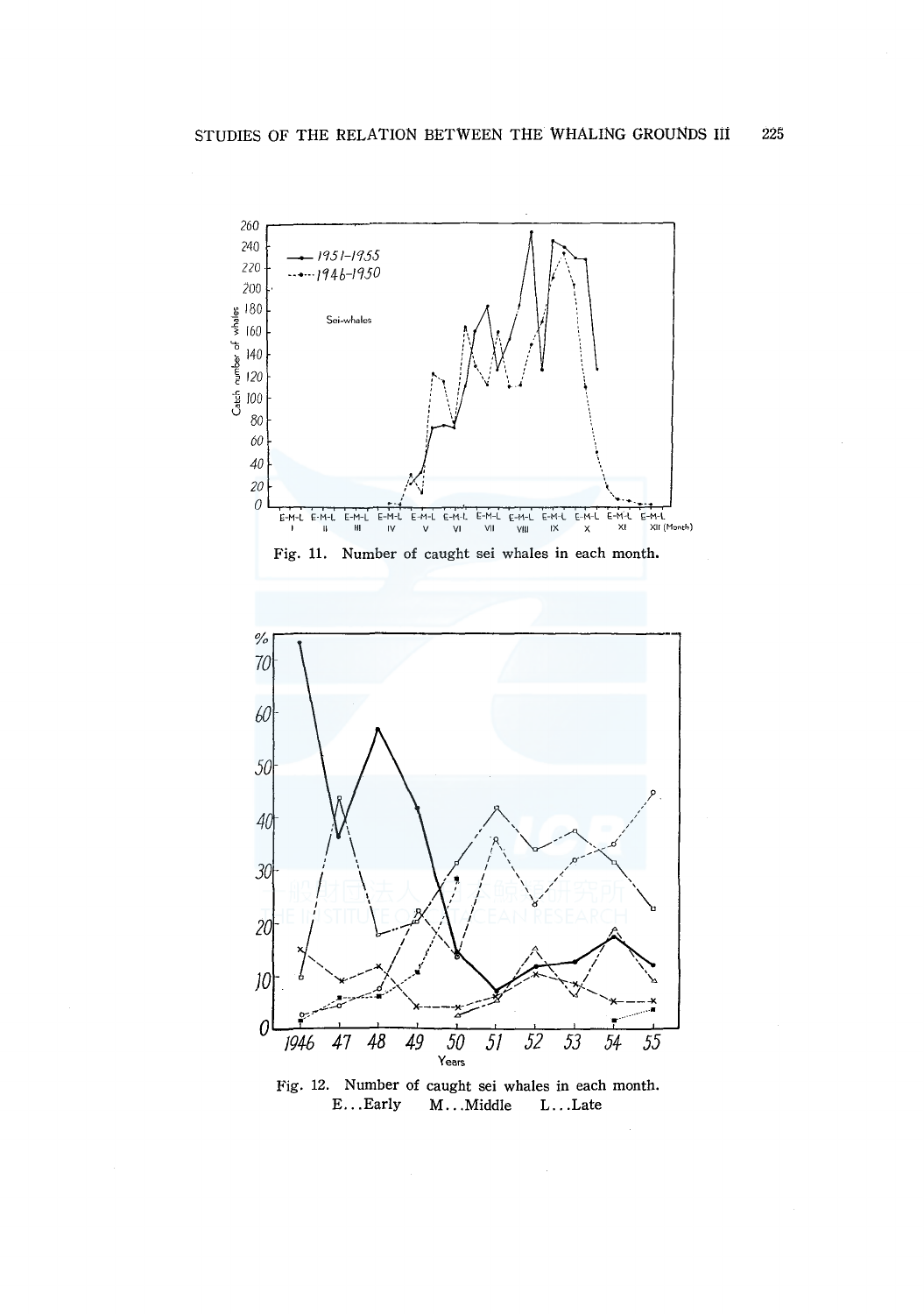Fig. 11. Number of caught sei whales in each month.

Fig. 12. Number of caught sei whales in each month.
E...Early M...Middle L...Late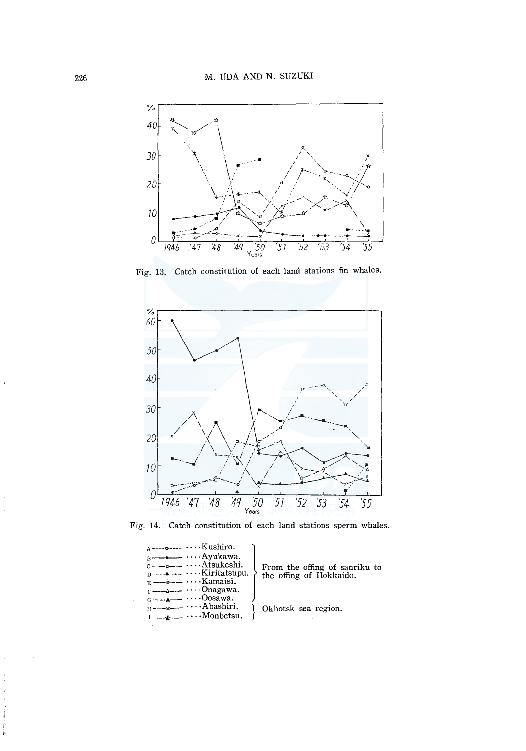Fig. 13. Catch constitution of each land stations fin whales.

Fig. 14. Catch constitution of each land stations sperm whales.

| | | |
|---|---|---|
| A ----o---- | ....Kushiro. | From the offing of sanriku to the offing of Hokkaido. |
| B ——●—— | ....Ayukawa. | |
| C —·—□—·— | ....Atsukeshi. | |
| D ········■········ | ....Kiritatsupu. | |
| E ——×—— | ....Kamaisi. | |
| F ——△—— | ....Onagawa. | |
| G ——▲—— | ....Oosawa. | |
| H —·—*—·— | ....Abashiri. | Okhotsk sea region. |
| I ·—☆—· | ....Monbetsu. | |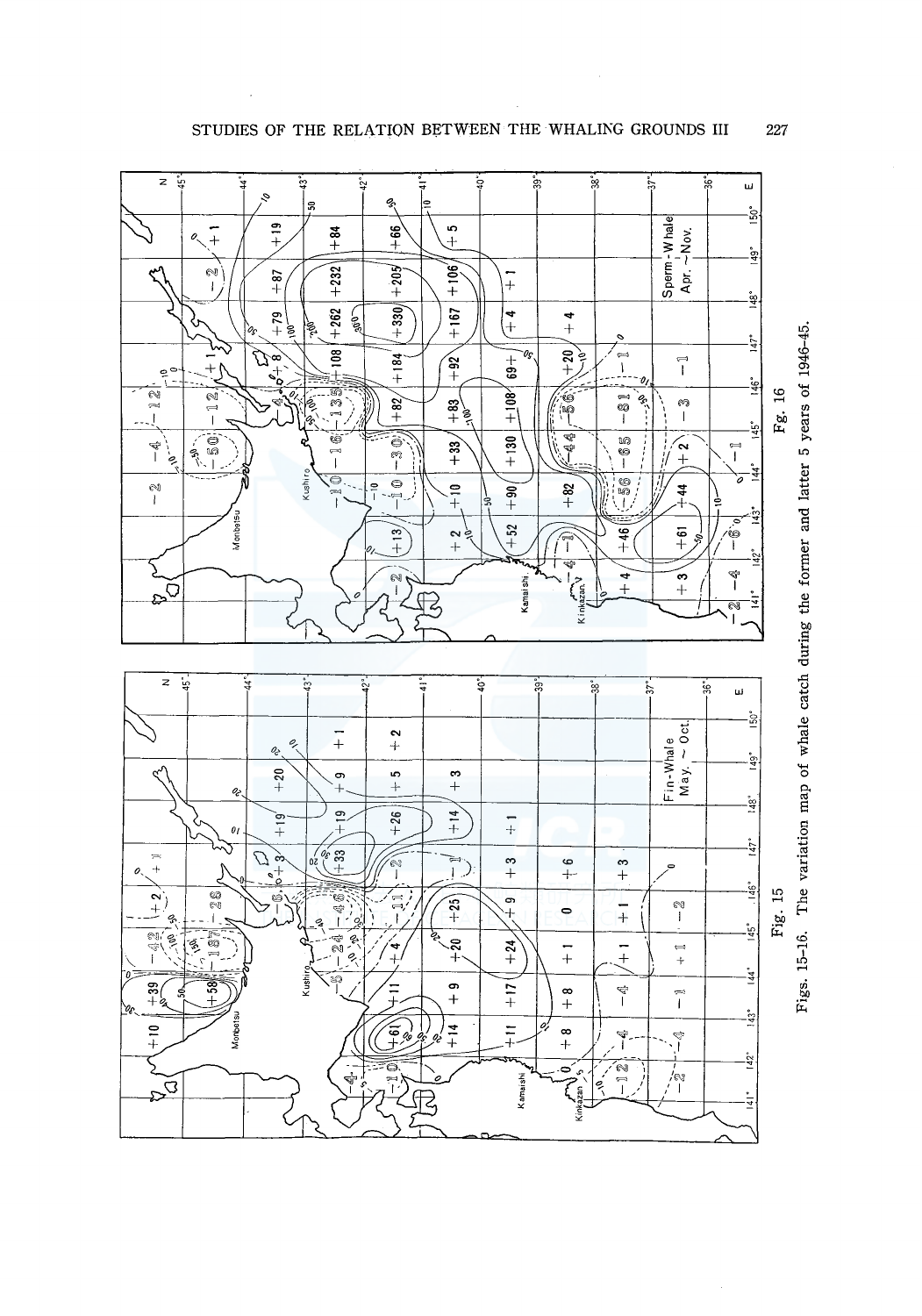Fig. 15

Fg. 16

Figs. 15–16. The variation map of whale catch during the former and latter 5 years of 1946–45.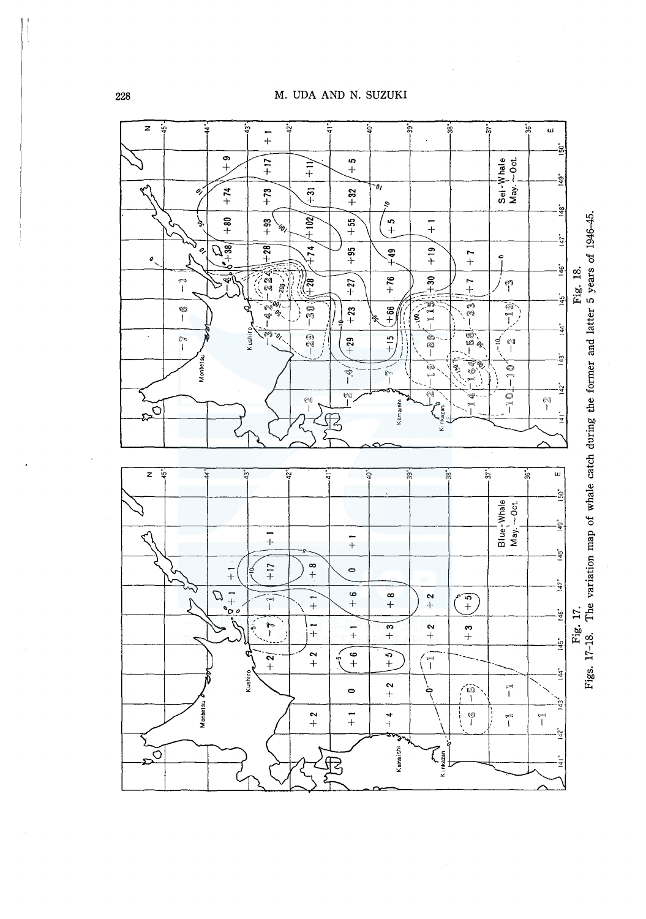Fig. 17.

Fig. 18.

Figs. 17–18. The variation map of whale catch during the former and latter 5 years of 1946–45.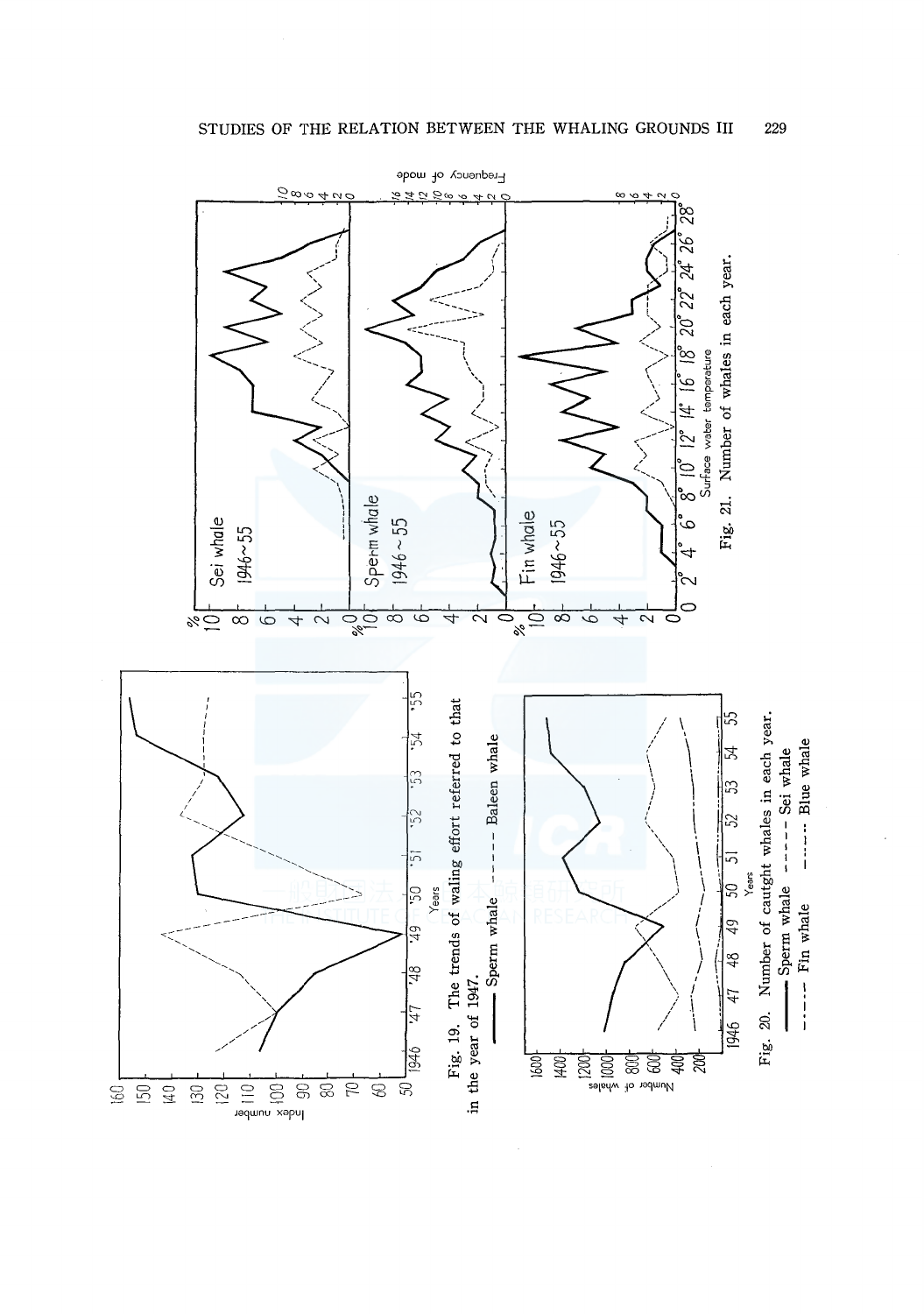160
150
140
130
120
110
100
90
80
70
60
50
Index number
1946 '47 '48 '49 '50 '51 '52 '53 '54 '55
Years

Fig. 19. The trends of waling effort referred to that in the year of 1947.
—— Sperm whale ------ Baleen whale

1600
1400
1200
1000
800
600
400
200
Number of whales
1946 47 48 49 50 51 52 53 54 55
Years

Fig. 20. Number of cautght whales in each year.
—— Sperm whale ------ Sei whale
-·-·- Fin whale -··-·· Blue whale

Sei whale
1946~55

Sperm whale
1946~55

Fin whale
1946~55

%
10
8
6
4
2
0

Frequency of mode

2° 4° 6° 8° 10° 12° 14° 16° 18° 20° 22° 24° 26° 28°
Surface water temperature

Fig. 21. Number of whales in each year.